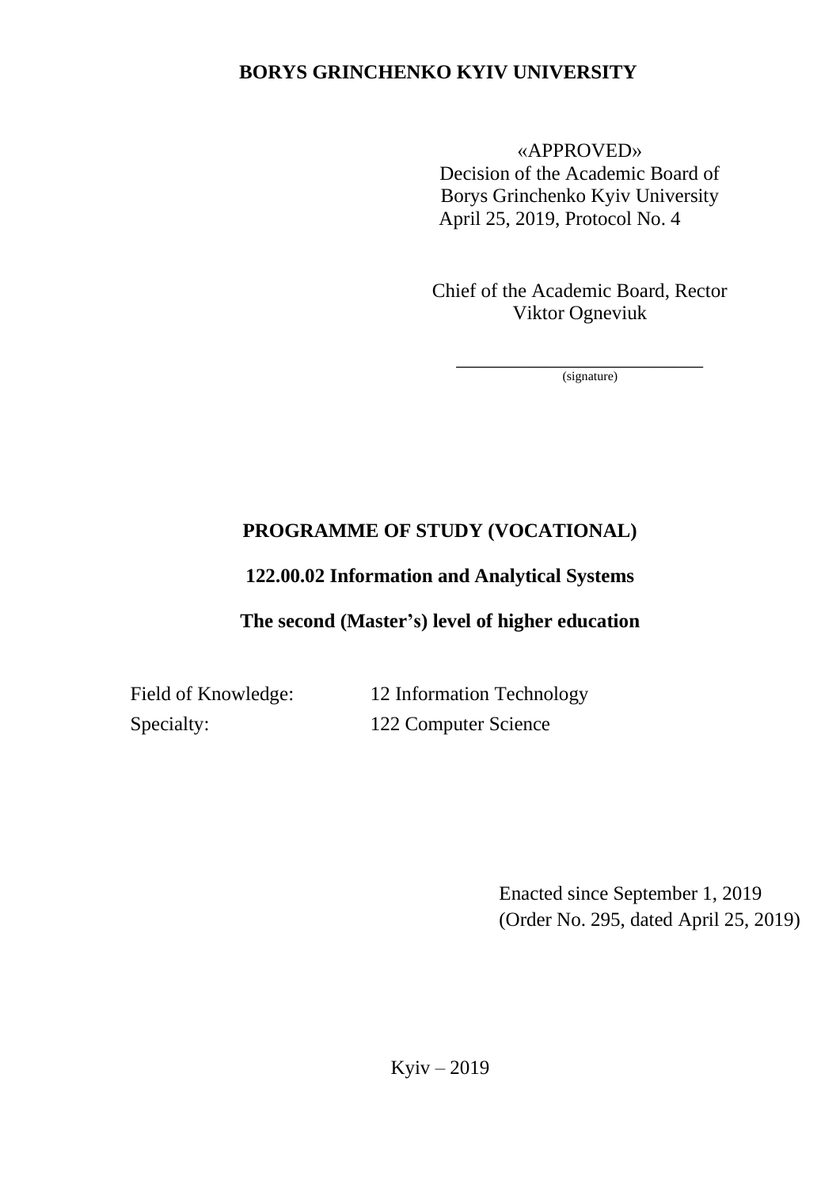**BORYS GRINCHENKO KYIV UNIVERSITY**

«APPROVED»
Decision of the Academic Board of
Borys Grinchenko Kyiv University
April 25, 2019, Protocol No. 4

Chief of the Academic Board, Rector
Viktor Ogneviuk

___________________________
(signature)

# PROGRAMME OF STUDY (VOCATIONAL)

## 122.00.02 Information and Analytical Systems

## The second (Master's) level of higher education

Field of Knowledge: 12 Information Technology
Specialty: 122 Computer Science

Enacted since September 1, 2019
(Order No. 295, dated April 25, 2019)

Kyiv – 2019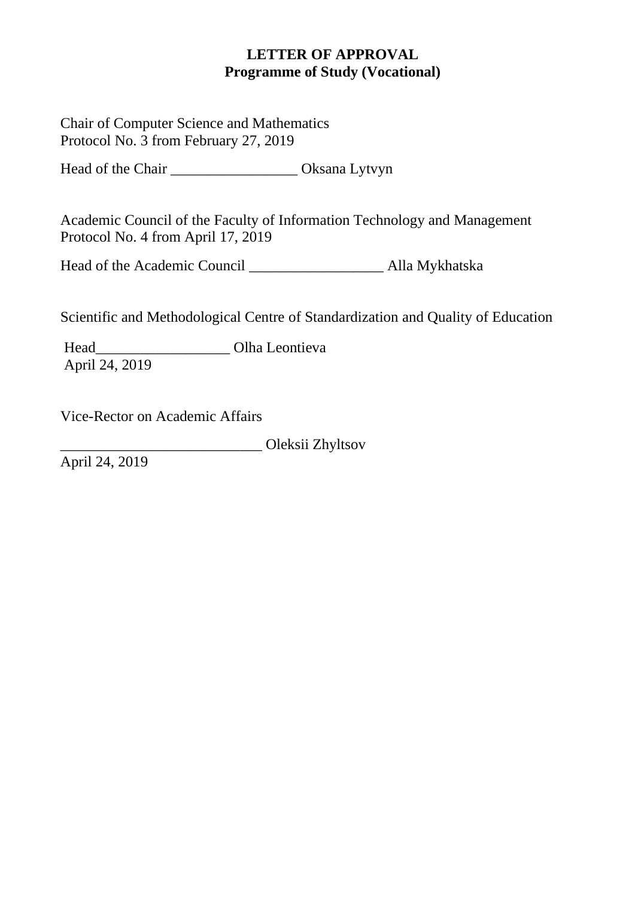**LETTER OF APPROVAL**
**Programme of Study (Vocational)**

Chair of Computer Science and Mathematics
Protocol No. 3 from February 27, 2019

Head of the Chair _________________ Oksana Lytvyn

Academic Council of the Faculty of Information Technology and Management
Protocol No. 4 from April 17, 2019

Head of the Academic Council __________________ Alla Mykhatska

Scientific and Methodological Centre of Standardization and Quality of Education

Head__________________ Olha Leontieva
April 24, 2019

Vice-Rector on Academic Affairs

___________________________ Oleksii Zhyltsov
April 24, 2019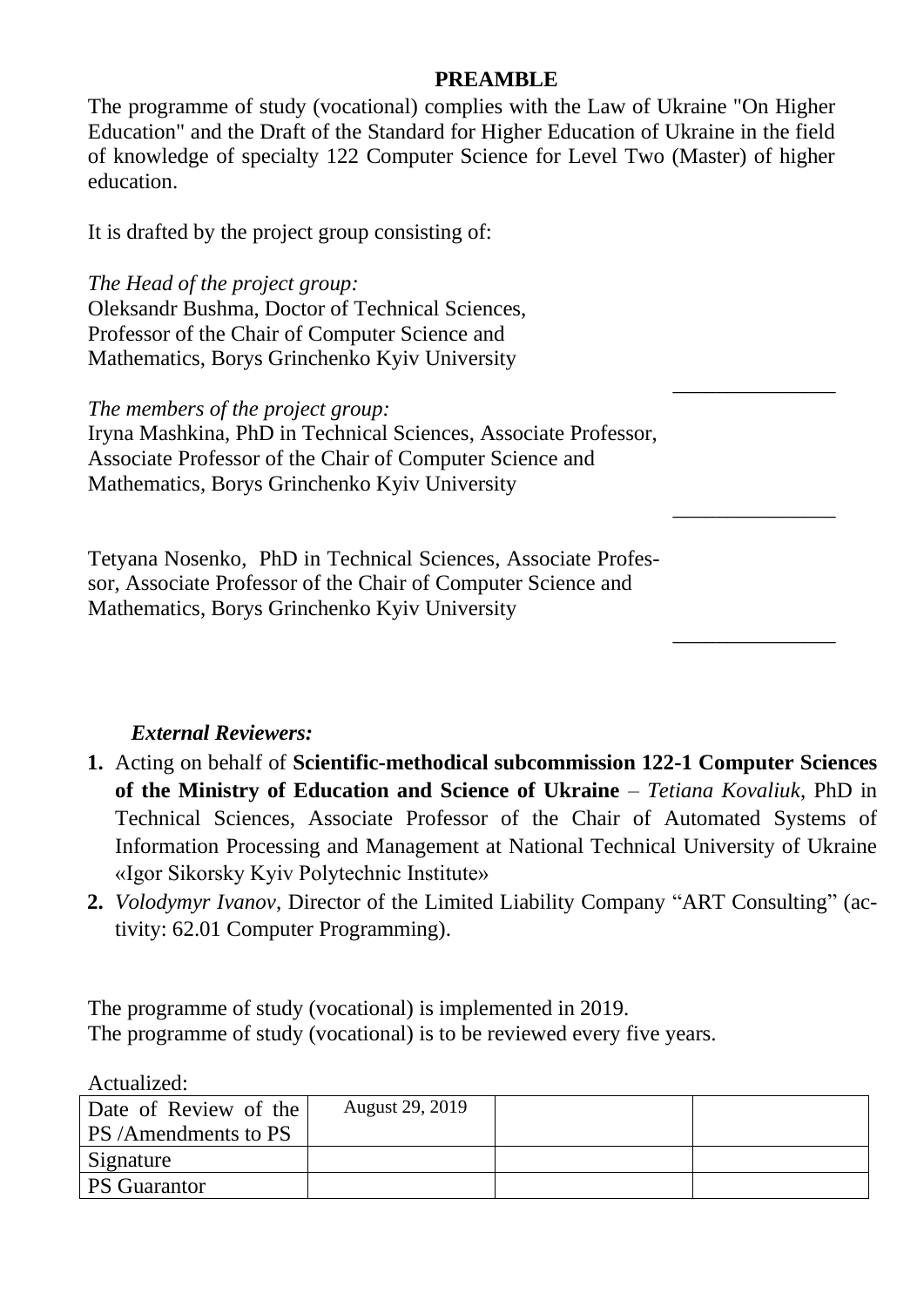**PREAMBLE**

The programme of study (vocational) complies with the Law of Ukraine "On Higher Education" and the Draft of the Standard for Higher Education of Ukraine in the field of knowledge of specialty 122 Computer Science for Level Two (Master) of higher education.

It is drafted by the project group consisting of:

*The Head of the project group:*
Oleksandr Bushma, Doctor of Technical Sciences,
Professor of the Chair of Computer Science and
Mathematics, Borys Grinchenko Kyiv University

_______________

*The members of the project group:*
Iryna Mashkina, PhD in Technical Sciences, Associate Professor,
Associate Professor of the Chair of Computer Science and
Mathematics, Borys Grinchenko Kyiv University

_______________

Tetyana Nosenko, PhD in Technical Sciences, Associate Professor, Associate Professor of the Chair of Computer Science and
Mathematics, Borys Grinchenko Kyiv University

_______________

***External Reviewers:***

1. Acting on behalf of **Scientific-methodical subcommission 122-1 Computer Sciences of the Ministry of Education and Science of Ukraine** – *Tetiana Kovaliuk*, PhD in Technical Sciences, Associate Professor of the Chair of Automated Systems of Information Processing and Management at National Technical University of Ukraine «Igor Sikorsky Kyiv Polytechnic Institute»
2. *Volodymyr Ivanov*, Director of the Limited Liability Company "ART Consulting" (activity: 62.01 Computer Programming).

The programme of study (vocational) is implemented in 2019.
The programme of study (vocational) is to be reviewed every five years.

Actualized:

| | | | |
|---|---|---|---|
| Date of Review of the PS /Amendments to PS | August 29, 2019 | | |
| Signature | | | |
| PS Guarantor | | | |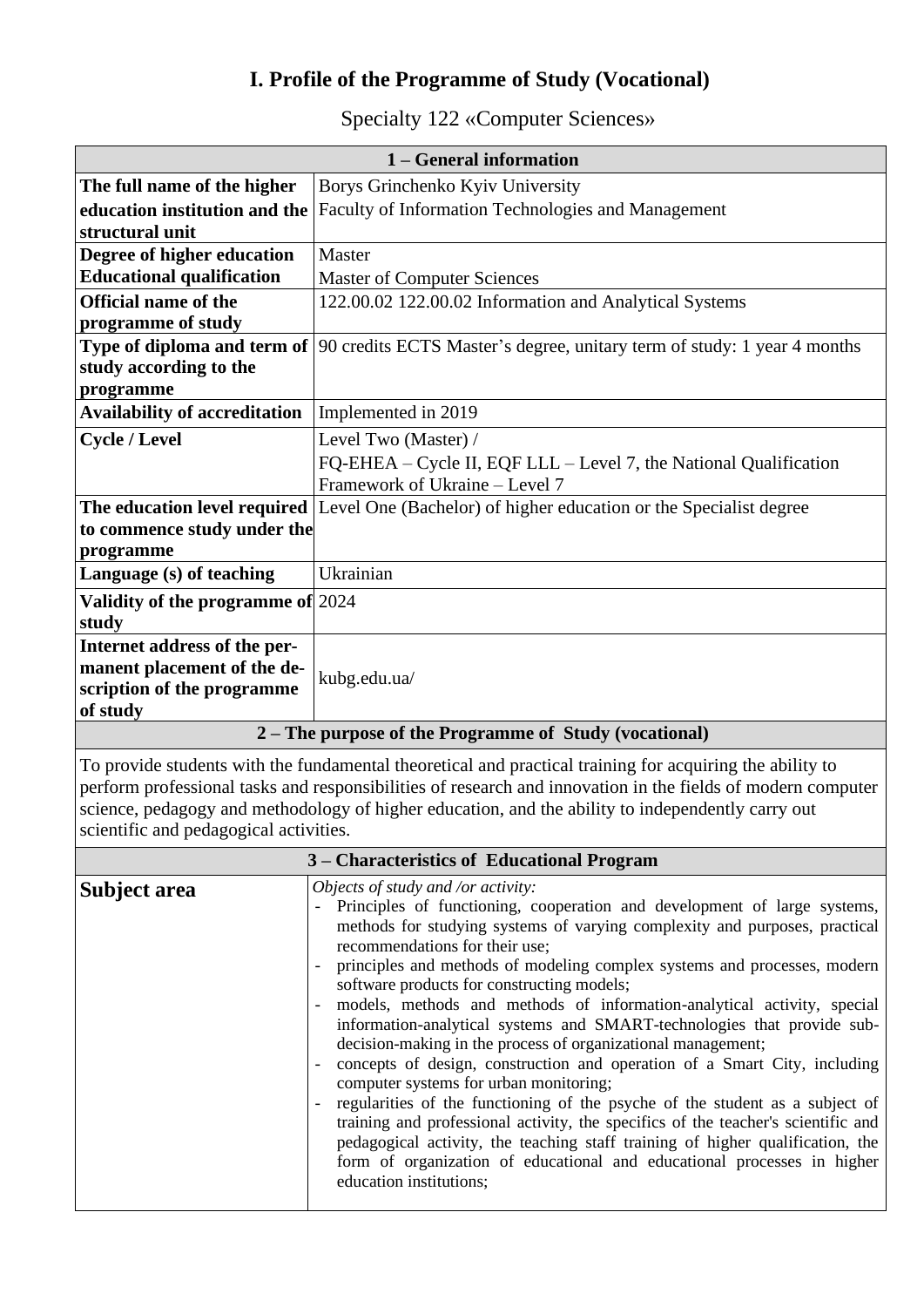# I. Profile of the Programme of Study (Vocational)

Specialty 122 «Computer Sciences»

| | |
|---|---|
| **1 – General information** | |
| **The full name of the higher education institution and the structural unit** | Borys Grinchenko Kyiv University<br>Faculty of Information Technologies and Management |
| **Degree of higher education**<br>**Educational qualification** | Master<br>Master of Computer Sciences |
| **Official name of the programme of study** | 122.00.02 122.00.02 Information and Analytical Systems |
| **Type of diploma and term of study according to the programme** | 90 credits ECTS Master's degree, unitary term of study: 1 year 4 months |
| **Availability of accreditation** | Implemented in 2019 |
| **Cycle / Level** | Level Two (Master) /<br>FQ-EHEA – Cycle II, EQF LLL – Level 7, the National Qualification Framework of Ukraine – Level 7 |
| **The education level required to commence study under the programme** | Level One (Bachelor) of higher education or the Specialist degree |
| **Language (s) of teaching** | Ukrainian |
| **Validity of the programme of study** | 2024 |
| **Internet address of the permanent placement of the description of the programme of study** | kubg.edu.ua/ |
| **2 – The purpose of the Programme of Study (vocational)** | |
| To provide students with the fundamental theoretical and practical training for acquiring the ability to perform professional tasks and responsibilities of research and innovation in the fields of modern computer science, pedagogy and methodology of higher education, and the ability to independently carry out scientific and pedagogical activities. | |
| **3 – Characteristics of Educational Program** | |
| **Subject area** | *Objects of study and /or activity:*<br>- Principles of functioning, cooperation and development of large systems, methods for studying systems of varying complexity and purposes, practical recommendations for their use;<br>- principles and methods of modeling complex systems and processes, modern software products for constructing models;<br>- models, methods and methods of information-analytical activity, special information-analytical systems and SMART-technologies that provide sub-decision-making in the process of organizational management;<br>- concepts of design, construction and operation of a Smart City, including computer systems for urban monitoring;<br>- regularities of the functioning of the psyche of the student as a subject of training and professional activity, the specifics of the teacher's scientific and pedagogical activity, the teaching staff training of higher qualification, the form of organization of educational and educational processes in higher education institutions; |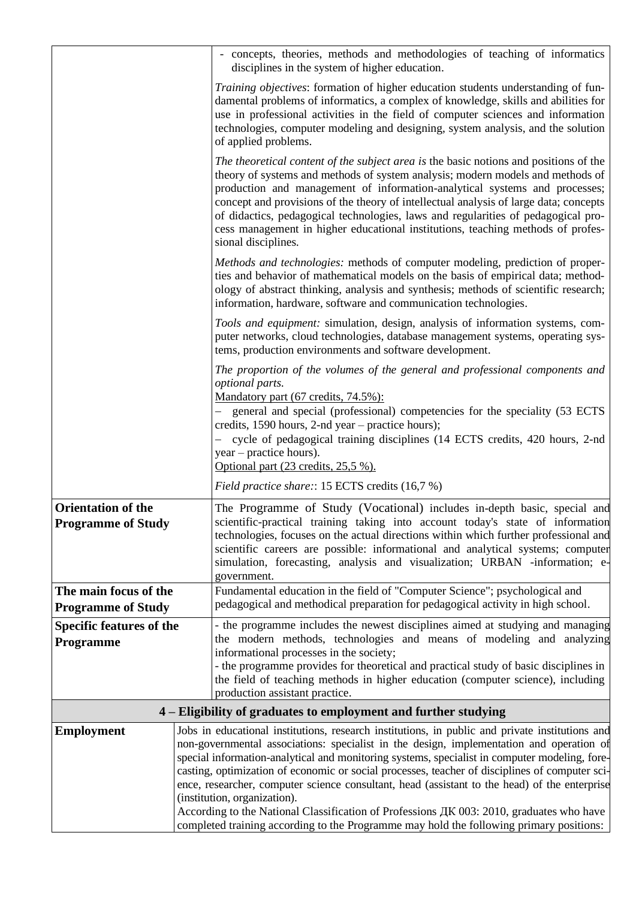| | |
|---|---|
| | - concepts, theories, methods and methodologies of teaching of informatics disciplines in the system of higher education.<br><br>*Training objectives*: formation of higher education students understanding of fundamental problems of informatics, a complex of knowledge, skills and abilities for use in professional activities in the field of computer sciences and information technologies, computer modeling and designing, system analysis, and the solution of applied problems.<br><br>*The theoretical content of the subject area is* the basic notions and positions of the theory of systems and methods of system analysis; modern models and methods of production and management of information-analytical systems and processes; concept and provisions of the theory of intellectual analysis of large data; concepts of didactics, pedagogical technologies, laws and regularities of pedagogical process management in higher educational institutions, teaching methods of professional disciplines.<br><br>*Methods and technologies:* methods of computer modeling, prediction of properties and behavior of mathematical models on the basis of empirical data; methodology of abstract thinking, analysis and synthesis; methods of scientific research; information, hardware, software and communication technologies.<br><br>*Tools and equipment:* simulation, design, analysis of information systems, computer networks, cloud technologies, database management systems, operating systems, production environments and software development.<br><br>*The proportion of the volumes of the general and professional components and optional parts.*<br>Mandatory part (67 credits, 74.5%):<br>– general and special (professional) competencies for the speciality (53 ECTS credits, 1590 hours, 2-nd year – practice hours);<br>– cycle of pedagogical training disciplines (14 ECTS credits, 420 hours, 2-nd year – practice hours).<br>Optional part (23 credits, 25,5 %).<br><br>*Field practice share:*: 15 ECTS credits (16,7 %) |
| **Orientation of the Programme of Study** | The Programme of Study (Vocational) includes in-depth basic, special and scientific-practical training taking into account today's state of information technologies, focuses on the actual directions within which further professional and scientific careers are possible: informational and analytical systems; computer simulation, forecasting, analysis and visualization; URBAN -information; e-government. |
| **The main focus of the Programme of Study** | Fundamental education in the field of "Computer Science"; psychological and pedagogical and methodical preparation for pedagogical activity in high school. |
| **Specific features of the Programme** | - the programme includes the newest disciplines aimed at studying and managing the modern methods, technologies and means of modeling and analyzing informational processes in the society;<br>- the programme provides for theoretical and practical study of basic disciplines in the field of teaching methods in higher education (computer science), including production assistant practice. |
| **4 – Eligibility of graduates to employment and further studying** | |
| **Employment** | Jobs in educational institutions, research institutions, in public and private institutions and non-governmental associations: specialist in the design, implementation and operation of special information-analytical and monitoring systems, specialist in computer modeling, forecasting, optimization of economic or social processes, teacher of disciplines of computer science, researcher, computer science consultant, head (assistant to the head) of the enterprise (institution, organization).<br>According to the National Classification of Professions ДК 003: 2010, graduates who have completed training according to the Programme may hold the following primary positions: |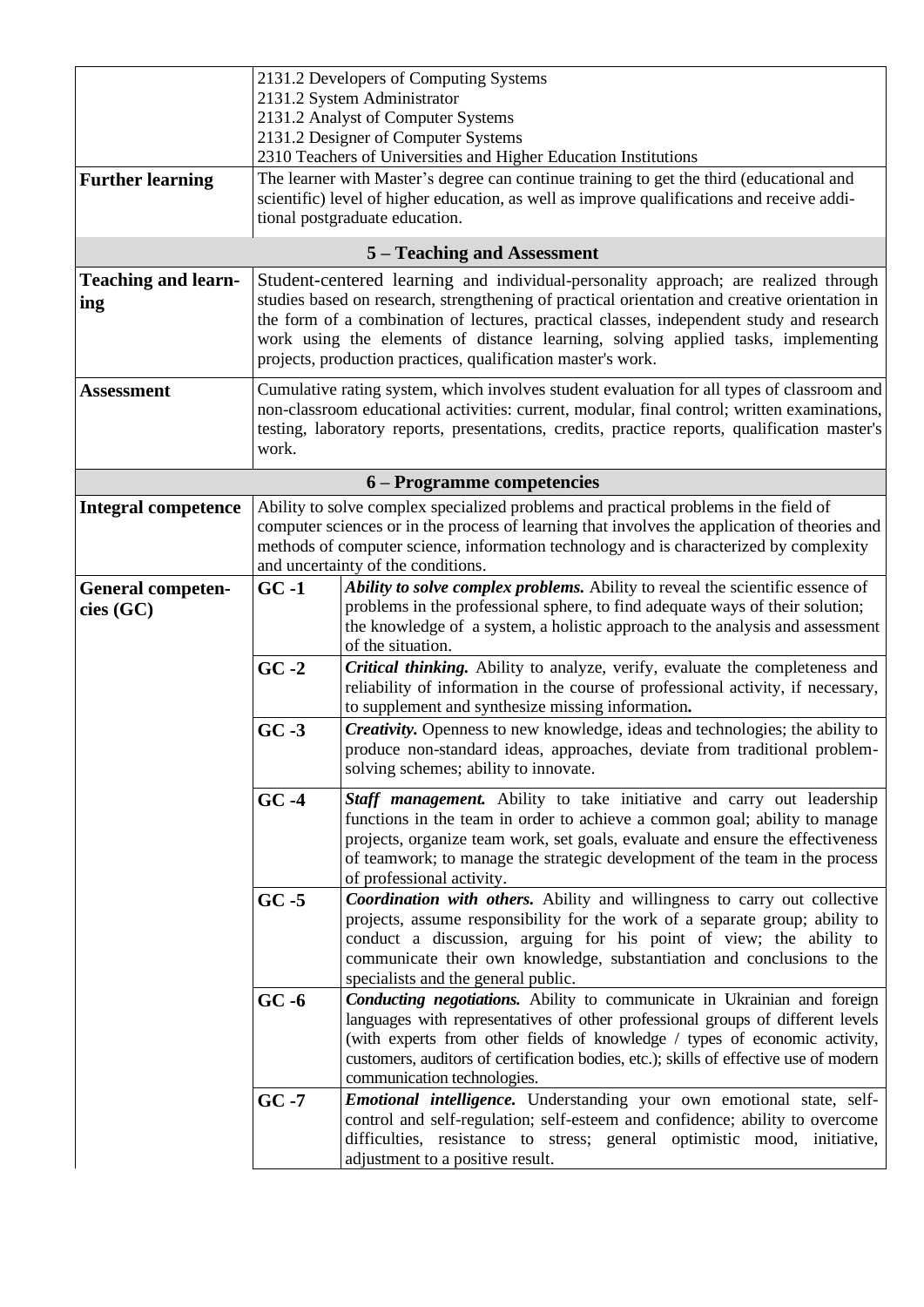| | | |
|---|---|---|
| | 2131.2 Developers of Computing Systems<br>2131.2 System Administrator<br>2131.2 Analyst of Computer Systems<br>2131.2 Designer of Computer Systems<br>2310 Teachers of Universities and Higher Education Institutions | |
| **Further learning** | The learner with Master's degree can continue training to get the third (educational and scientific) level of higher education, as well as improve qualifications and receive additional postgraduate education. | |
| **5 – Teaching and Assessment** | | |
| **Teaching and learning** | Student-centered learning and individual-personality approach; are realized through studies based on research, strengthening of practical orientation and creative orientation in the form of a combination of lectures, practical classes, independent study and research work using the elements of distance learning, solving applied tasks, implementing projects, production practices, qualification master's work. | |
| **Assessment** | Cumulative rating system, which involves student evaluation for all types of classroom and non-classroom educational activities: current, modular, final control; written examinations, testing, laboratory reports, presentations, credits, practice reports, qualification master's work. | |
| **6 – Programme competencies** | | |
| **Integral competence** | Ability to solve complex specialized problems and practical problems in the field of computer sciences or in the process of learning that involves the application of theories and methods of computer science, information technology and is characterized by complexity and uncertainty of the conditions. | |
| **General competencies (GC)** | **GC -1** | ***Ability to solve complex problems.*** Ability to reveal the scientific essence of problems in the professional sphere, to find adequate ways of their solution; the knowledge of a system, a holistic approach to the analysis and assessment of the situation. |
| | **GC -2** | ***Critical thinking.*** Ability to analyze, verify, evaluate the completeness and reliability of information in the course of professional activity, if necessary, to supplement and synthesize missing information. |
| | **GC -3** | ***Creativity.*** Openness to new knowledge, ideas and technologies; the ability to produce non-standard ideas, approaches, deviate from traditional problem-solving schemes; ability to innovate. |
| | **GC -4** | ***Staff management.*** Ability to take initiative and carry out leadership functions in the team in order to achieve a common goal; ability to manage projects, organize team work, set goals, evaluate and ensure the effectiveness of teamwork; to manage the strategic development of the team in the process of professional activity. |
| | **GC -5** | ***Coordination with others.*** Ability and willingness to carry out collective projects, assume responsibility for the work of a separate group; ability to conduct a discussion, arguing for his point of view; the ability to communicate their own knowledge, substantiation and conclusions to the specialists and the general public. |
| | **GC -6** | ***Conducting negotiations.*** Ability to communicate in Ukrainian and foreign languages with representatives of other professional groups of different levels (with experts from other fields of knowledge / types of economic activity, customers, auditors of certification bodies, etc.); skills of effective use of modern communication technologies. |
| | **GC -7** | ***Emotional intelligence.*** Understanding your own emotional state, self-control and self-regulation; self-esteem and confidence; ability to overcome difficulties, resistance to stress; general optimistic mood, initiative, adjustment to a positive result. |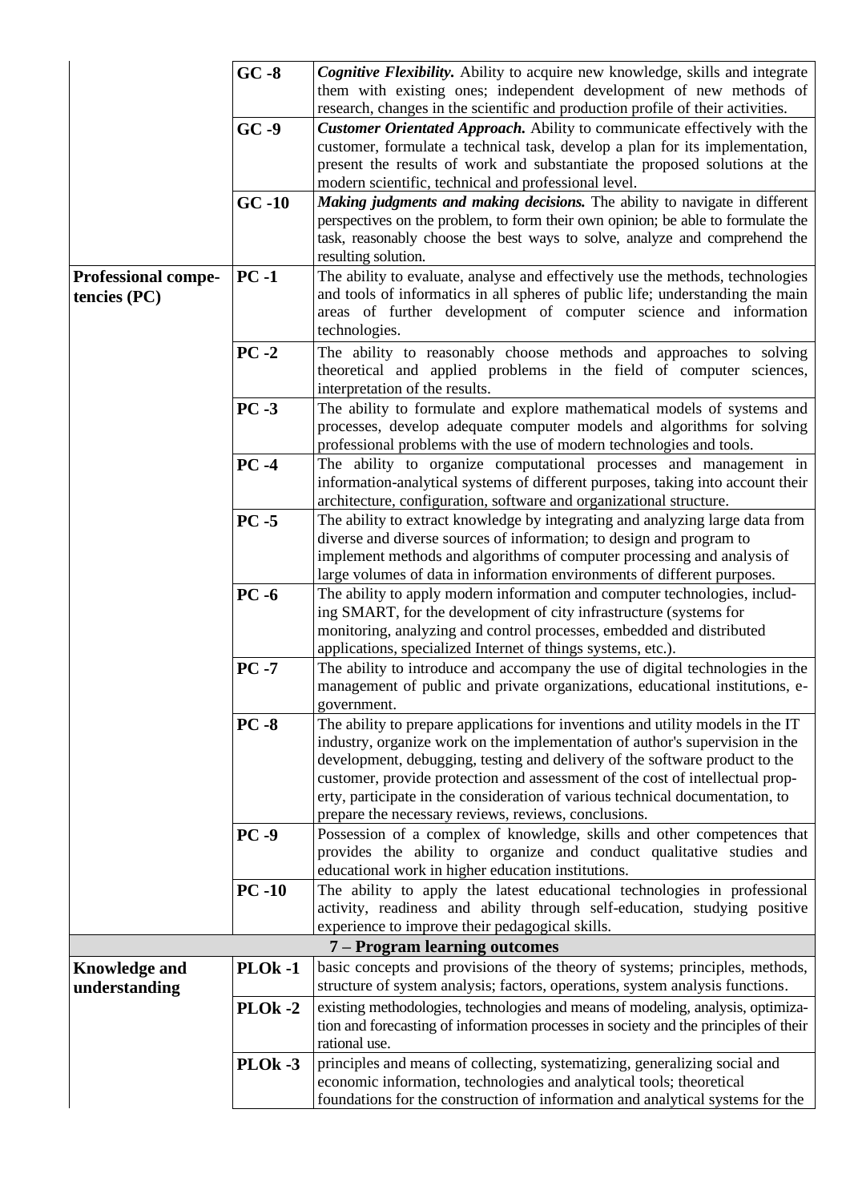| | | |
|---|---|---|
| | **GC -8** | ***Cognitive Flexibility.*** Ability to acquire new knowledge, skills and integrate them with existing ones; independent development of new methods of research, changes in the scientific and production profile of their activities. |
| | **GC -9** | ***Customer Orientated Approach.*** Ability to communicate effectively with the customer, formulate a technical task, develop a plan for its implementation, present the results of work and substantiate the proposed solutions at the modern scientific, technical and professional level. |
| | **GC -10** | ***Making judgments and making decisions.*** The ability to navigate in different perspectives on the problem, to form their own opinion; be able to formulate the task, reasonably choose the best ways to solve, analyze and comprehend the resulting solution. |
| **Professional compe-tencies (PC)** | **PC -1** | The ability to evaluate, analyse and effectively use the methods, technologies and tools of informatics in all spheres of public life; understanding the main areas of further development of computer science and information technologies. |
| | **PC -2** | The ability to reasonably choose methods and approaches to solving theoretical and applied problems in the field of computer sciences, interpretation of the results. |
| | **PC -3** | The ability to formulate and explore mathematical models of systems and processes, develop adequate computer models and algorithms for solving professional problems with the use of modern technologies and tools. |
| | **PC -4** | The ability to organize computational processes and management in information-analytical systems of different purposes, taking into account their architecture, configuration, software and organizational structure. |
| | **PC -5** | The ability to extract knowledge by integrating and analyzing large data from diverse and diverse sources of information; to design and program to implement methods and algorithms of computer processing and analysis of large volumes of data in information environments of different purposes. |
| | **PC -6** | The ability to apply modern information and computer technologies, includ-ing SMART, for the development of city infrastructure (systems for monitoring, analyzing and control processes, embedded and distributed applications, specialized Internet of things systems, etc.). |
| | **PC -7** | The ability to introduce and accompany the use of digital technologies in the management of public and private organizations, educational institutions, e-government. |
| | **PC -8** | The ability to prepare applications for inventions and utility models in the IT industry, organize work on the implementation of author's supervision in the development, debugging, testing and delivery of the software product to the customer, provide protection and assessment of the cost of intellectual prop-erty, participate in the consideration of various technical documentation, to prepare the necessary reviews, reviews, conclusions. |
| | **PC -9** | Possession of a complex of knowledge, skills and other competences that provides the ability to organize and conduct qualitative studies and educational work in higher education institutions. |
| | **PC -10** | The ability to apply the latest educational technologies in professional activity, readiness and ability through self-education, studying positive experience to improve their pedagogical skills. |
| **7 – Program learning outcomes** | | |
| **Knowledge and understanding** | **PLOk -1** | basic concepts and provisions of the theory of systems; principles, methods, structure of system analysis; factors, operations, system analysis functions. |
| | **PLOk -2** | existing methodologies, technologies and means of modeling, analysis, optimiza-tion and forecasting of information processes in society and the principles of their rational use. |
| | **PLOk -3** | principles and means of collecting, systematizing, generalizing social and economic information, technologies and analytical tools; theoretical foundations for the construction of information and analytical systems for the |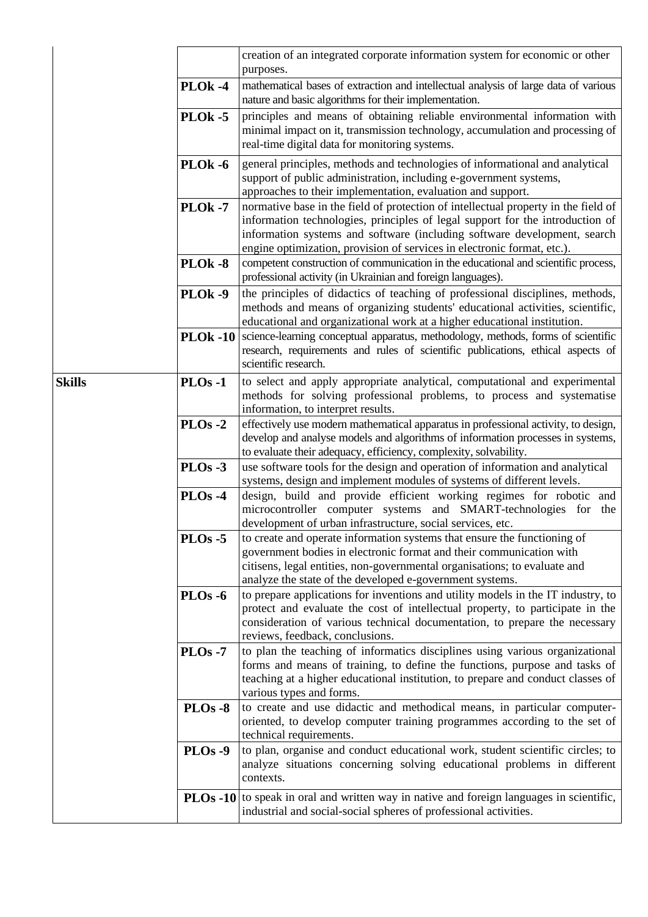| | | |
|---|---|---|
| | | creation of an integrated corporate information system for economic or other purposes. |
| | **PLOk -4** | mathematical bases of extraction and intellectual analysis of large data of various nature and basic algorithms for their implementation. |
| | **PLOk -5** | principles and means of obtaining reliable environmental information with minimal impact on it, transmission technology, accumulation and processing of real-time digital data for monitoring systems. |
| | **PLOk -6** | general principles, methods and technologies of informational and analytical support of public administration, including e-government systems, approaches to their implementation, evaluation and support. |
| | **PLOk -7** | normative base in the field of protection of intellectual property in the field of information technologies, principles of legal support for the introduction of information systems and software (including software development, search engine optimization, provision of services in electronic format, etc.). |
| | **PLOk -8** | competent construction of communication in the educational and scientific process, professional activity (in Ukrainian and foreign languages). |
| | **PLOk -9** | the principles of didactics of teaching of professional disciplines, methods, methods and means of organizing students' educational activities, scientific, educational and organizational work at a higher educational institution. |
| | **PLOk -10** | science-learning conceptual apparatus, methodology, methods, forms of scientific research, requirements and rules of scientific publications, ethical aspects of scientific research. |
| **Skills** | **PLOs -1** | to select and apply appropriate analytical, computational and experimental methods for solving professional problems, to process and systematise information, to interpret results. |
| | **PLOs -2** | effectively use modern mathematical apparatus in professional activity, to design, develop and analyse models and algorithms of information processes in systems, to evaluate their adequacy, efficiency, complexity, solvability. |
| | **PLOs -3** | use software tools for the design and operation of information and analytical systems, design and implement modules of systems of different levels. |
| | **PLOs -4** | design, build and provide efficient working regimes for robotic and microcontroller computer systems and SMART-technologies for the development of urban infrastructure, social services, etc. |
| | **PLOs -5** | to create and operate information systems that ensure the functioning of government bodies in electronic format and their communication with citisens, legal entities, non-governmental organisations; to evaluate and analyze the state of the developed e-government systems. |
| | **PLOs -6** | to prepare applications for inventions and utility models in the IT industry, to protect and evaluate the cost of intellectual property, to participate in the consideration of various technical documentation, to prepare the necessary reviews, feedback, conclusions. |
| | **PLOs -7** | to plan the teaching of informatics disciplines using various organizational forms and means of training, to define the functions, purpose and tasks of teaching at a higher educational institution, to prepare and conduct classes of various types and forms. |
| | **PLOs -8** | to create and use didactic and methodical means, in particular computer-oriented, to develop computer training programmes according to the set of technical requirements. |
| | **PLOs -9** | to plan, organise and conduct educational work, student scientific circles; to analyze situations concerning solving educational problems in different contexts. |
| | **PLOs -10** | to speak in oral and written way in native and foreign languages in scientific, industrial and social-social spheres of professional activities. |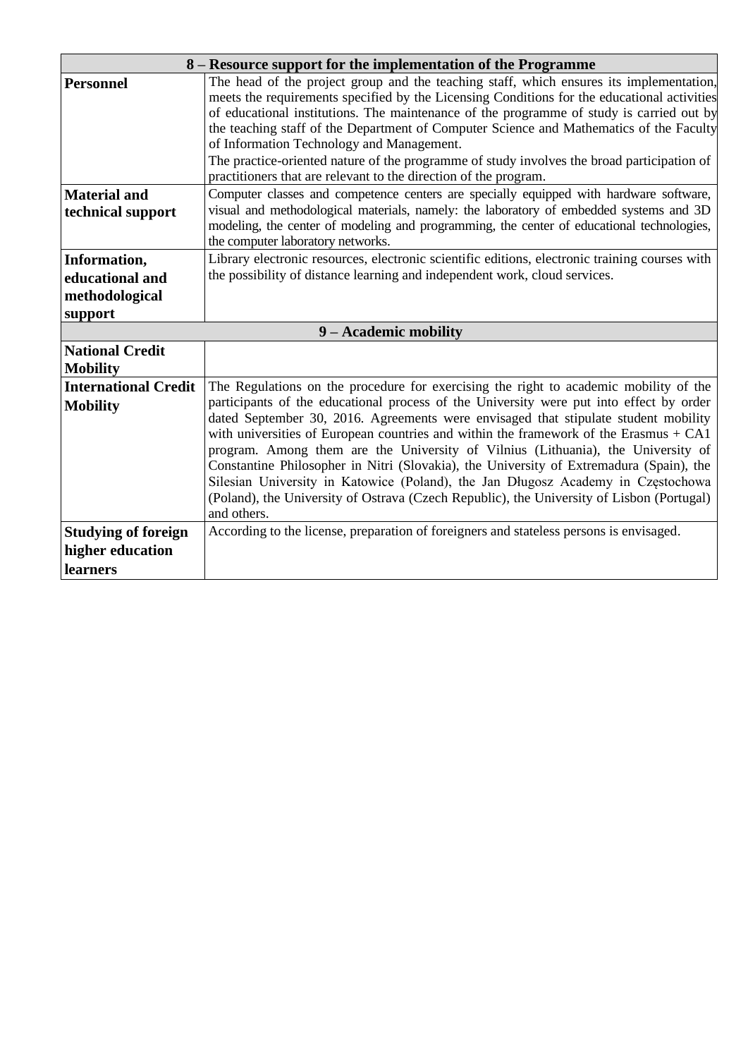| | |
|---|---|
| **8 – Resource support for the implementation of the Programme** | |
| **Personnel** | The head of the project group and the teaching staff, which ensures its implementation, meets the requirements specified by the Licensing Conditions for the educational activities of educational institutions. The maintenance of the programme of study is carried out by the teaching staff of the Department of Computer Science and Mathematics of the Faculty of Information Technology and Management.<br>The practice-oriented nature of the programme of study involves the broad participation of practitioners that are relevant to the direction of the program. |
| **Material and technical support** | Computer classes and competence centers are specially equipped with hardware software, visual and methodological materials, namely: the laboratory of embedded systems and 3D modeling, the center of modeling and programming, the center of educational technologies, the computer laboratory networks. |
| **Information, educational and methodological support** | Library electronic resources, electronic scientific editions, electronic training courses with the possibility of distance learning and independent work, cloud services. |
| **9 – Academic mobility** | |
| **National Credit Mobility** | |
| **International Credit Mobility** | The Regulations on the procedure for exercising the right to academic mobility of the participants of the educational process of the University were put into effect by order dated September 30, 2016. Agreements were envisaged that stipulate student mobility with universities of European countries and within the framework of the Erasmus + CA1 program. Among them are the University of Vilnius (Lithuania), the University of Constantine Philosopher in Nitri (Slovakia), the University of Extremadura (Spain), the Silesian University in Katowice (Poland), the Jan Długosz Academy in Częstochowa (Poland), the University of Ostrava (Czech Republic), the University of Lisbon (Portugal) and others. |
| **Studying of foreign higher education learners** | According to the license, preparation of foreigners and stateless persons is envisaged. |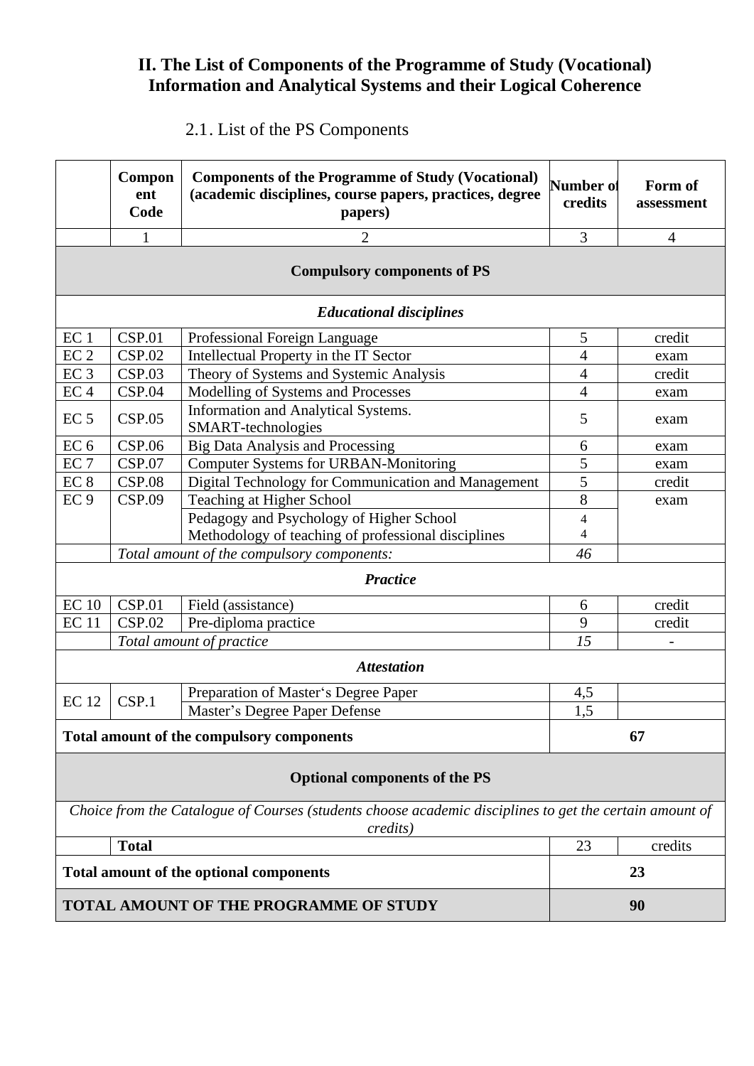## II. The List of Components of the Programme of Study (Vocational) Information and Analytical Systems and their Logical Coherence

### 2.1. List of the PS Components

| | Component Code | Components of the Programme of Study (Vocational) (academic disciplines, course papers, practices, degree papers) | Number of credits | Form of assessment |
|---|---|---|---|---|
| | 1 | 2 | 3 | 4 |
| **Compulsory components of PS** | | | | |
| ***Educational disciplines*** | | | | |
| EC 1 | CSP.01 | Professional Foreign Language | 5 | credit |
| EC 2 | CSP.02 | Intellectual Property in the IT Sector | 4 | exam |
| EC 3 | CSP.03 | Theory of Systems and Systemic Analysis | 4 | credit |
| EC 4 | CSP.04 | Modelling of Systems and Processes | 4 | exam |
| EC 5 | CSP.05 | Information and Analytical Systems. SMART-technologies | 5 | exam |
| EC 6 | CSP.06 | Big Data Analysis and Processing | 6 | exam |
| EC 7 | CSP.07 | Computer Systems for URBAN-Monitoring | 5 | exam |
| EC 8 | CSP.08 | Digital Technology for Communication and Management | 5 | credit |
| EC 9 | CSP.09 | Teaching at Higher School | 8 | exam |
| | | Pedagogy and Psychology of Higher School<br>Methodology of teaching of professional disciplines | 4<br>4 | |
| | *Total amount of the compulsory components:* | | *46* | |
| ***Practice*** | | | | |
| EC 10 | CSP.01 | Field (assistance) | 6 | credit |
| EC 11 | CSP.02 | Pre-diploma practice | 9 | credit |
| | *Total amount of practice* | | *15* | - |
| ***Attestation*** | | | | |
| EC 12 | CSP.1 | Preparation of Master's Degree Paper | 4,5 | |
| | | Master's Degree Paper Defense | 1,5 | |
| **Total amount of the compulsory components** | | | **67** | |
| **Optional components of the PS** | | | | |
| *Choice from the Catalogue of Courses (students choose academic disciplines to get the certain amount of credits)* | | | | |
| | **Total** | | 23 | credits |
| **Total amount of the optional components** | | | **23** | |
| **TOTAL AMOUNT OF THE PROGRAMME OF STUDY** | | | **90** | |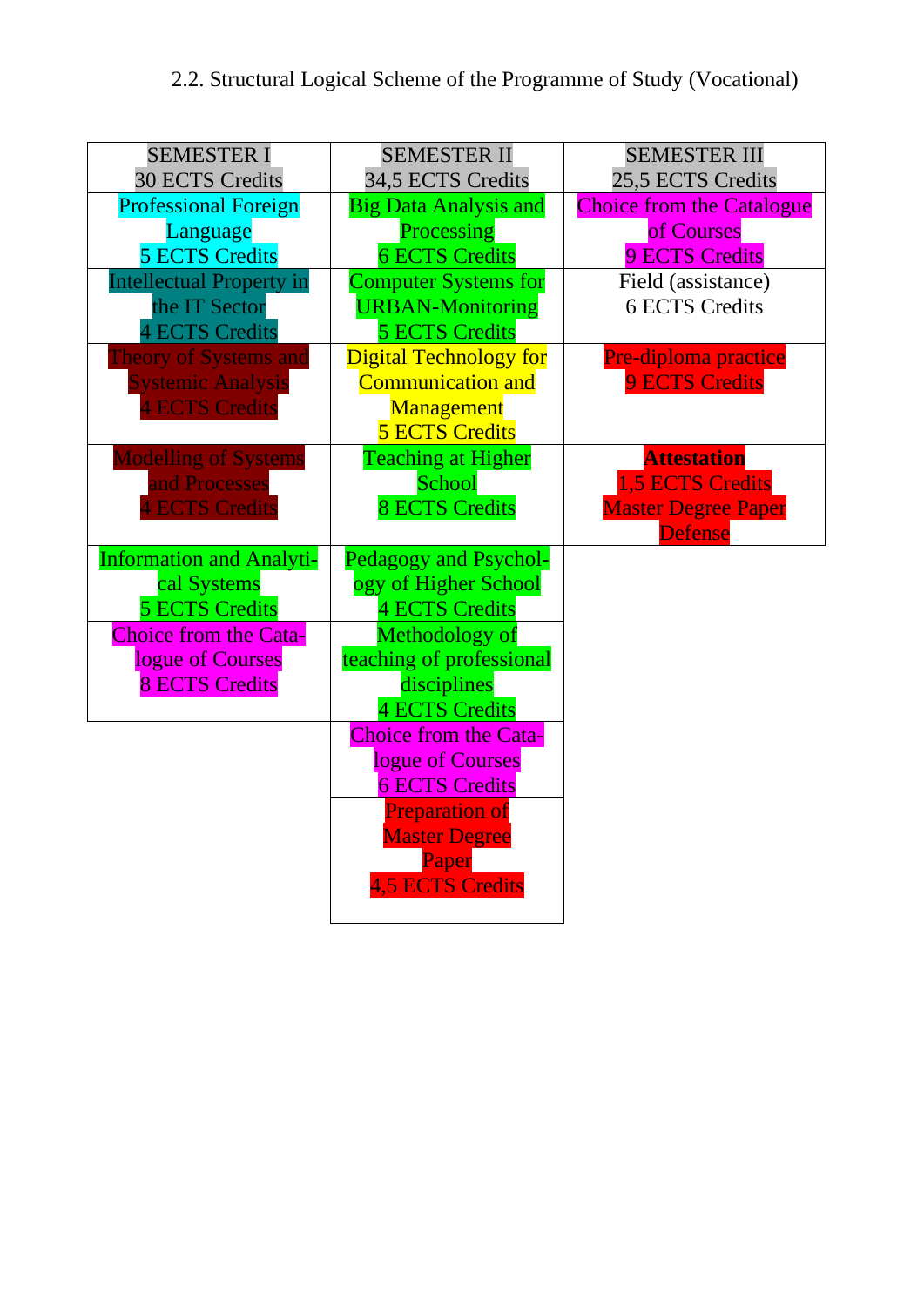2.2. Structural Logical Scheme of the Programme of Study (Vocational)

| SEMESTER I<br>30 ECTS Credits | SEMESTER II<br>34,5 ECTS Credits | SEMESTER III<br>25,5 ECTS Credits |
|---|---|---|
| Professional Foreign Language<br>5 ECTS Credits | Big Data Analysis and Processing<br>6 ECTS Credits | Choice from the Catalogue of Courses<br>9 ECTS Credits |
| Intellectual Property in the IT Sector<br>4 ECTS Credits | Computer Systems for URBAN-Monitoring<br>5 ECTS Credits | Field (assistance)<br>6 ECTS Credits |
| Theory of Systems and Systemic Analysis<br>4 ECTS Credits | Digital Technology for Communication and Management<br>5 ECTS Credits | Pre-diploma practice<br>9 ECTS Credits |
| Modelling of Systems and Processes<br>4 ECTS Credits | Teaching at Higher School<br>8 ECTS Credits | **Attestation**<br>1,5 ECTS Credits<br>Master Degree Paper Defense |
| Information and Analytical Systems<br>5 ECTS Credits | Pedagogy and Psychology of Higher School<br>4 ECTS Credits | |
| Choice from the Catalogue of Courses<br>8 ECTS Credits | Methodology of teaching of professional disciplines<br>4 ECTS Credits | |
| | Choice from the Catalogue of Courses<br>6 ECTS Credits | |
| | Preparation of Master Degree Paper<br>4,5 ECTS Credits | |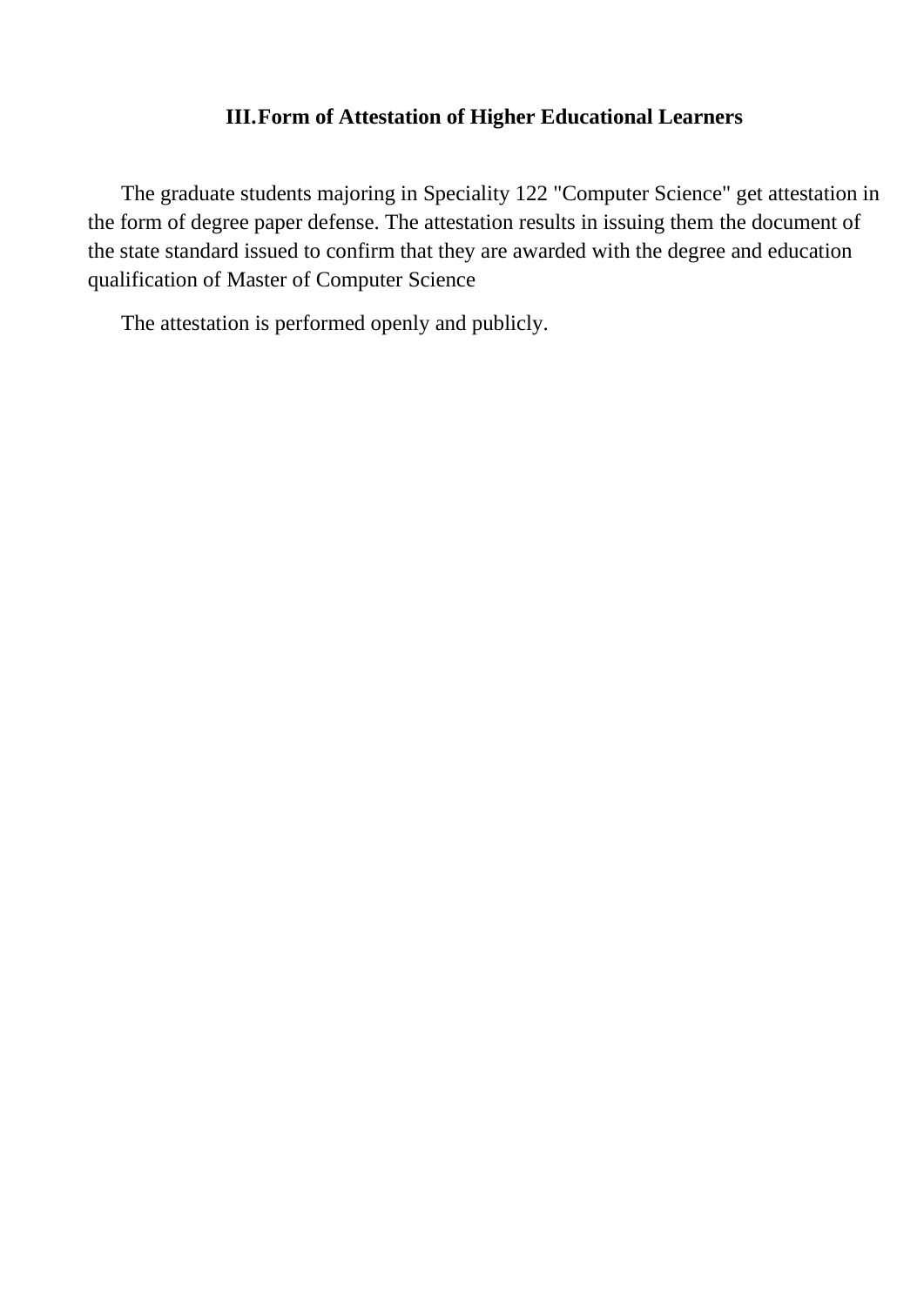## III. Form of Attestation of Higher Educational Learners

The graduate students majoring in Speciality 122 "Computer Science" get attestation in the form of degree paper defense. The attestation results in issuing them the document of the state standard issued to confirm that they are awarded with the degree and education qualification of Master of Computer Science

The attestation is performed openly and publicly.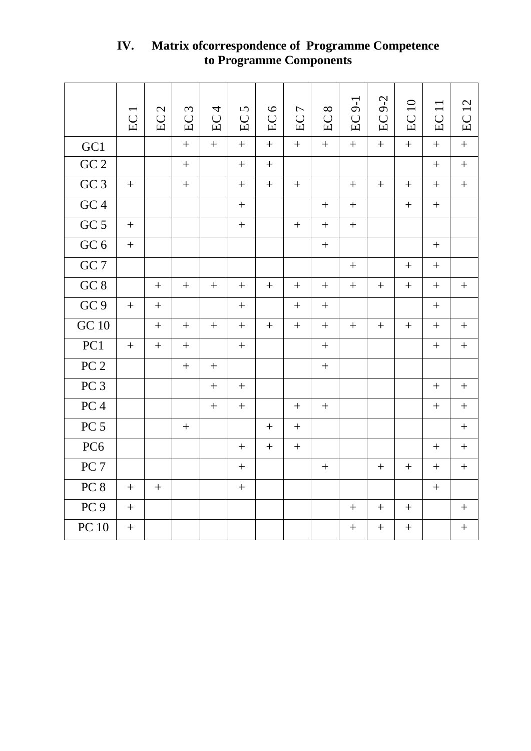## IV. Matrix ofcorrespondence of Programme Competence to Programme Components

| | EC 1 | EC 2 | EC 3 | EC 4 | EC 5 | EC 6 | EC 7 | EC 8 | EC 9-1 | EC 9-2 | EC 10 | EC 11 | EC 12 |
|---|---|---|---|---|---|---|---|---|---|---|---|---|---|
| GC1 | | | + | + | + | + | + | + | + | + | + | + | + |
| GC 2 | | | + | | + | + | | | | | | + | + |
| GC 3 | + | | + | | + | + | + | | + | + | + | + | + |
| GC 4 | | | | | + | | | + | + | | + | + | |
| GC 5 | + | | | | + | | + | + | + | | | | |
| GC 6 | + | | | | | | | + | | | | + | |
| GC 7 | | | | | | | | | + | | + | + | |
| GC 8 | | + | + | + | + | + | + | + | + | + | + | + | + |
| GC 9 | + | + | | | + | | + | + | | | | + | |
| GC 10 | | + | + | + | + | + | + | + | + | + | + | + | + |
| PC1 | + | + | + | | + | | | + | | | | + | + |
| PC 2 | | | + | + | | | | + | | | | | |
| PC 3 | | | | + | + | | | | | | | + | + |
| PC 4 | | | | + | + | | + | + | | | | + | + |
| PC 5 | | | + | | | + | + | | | | | | + |
| PC6 | | | | | + | + | + | | | | | + | + |
| PC 7 | | | | | + | | | + | | + | + | + | + |
| PC 8 | + | + | | | + | | | | | | | + | |
| PC 9 | + | | | | | | | | + | + | + | | + |
| PC 10 | + | | | | | | | | + | + | + | | + |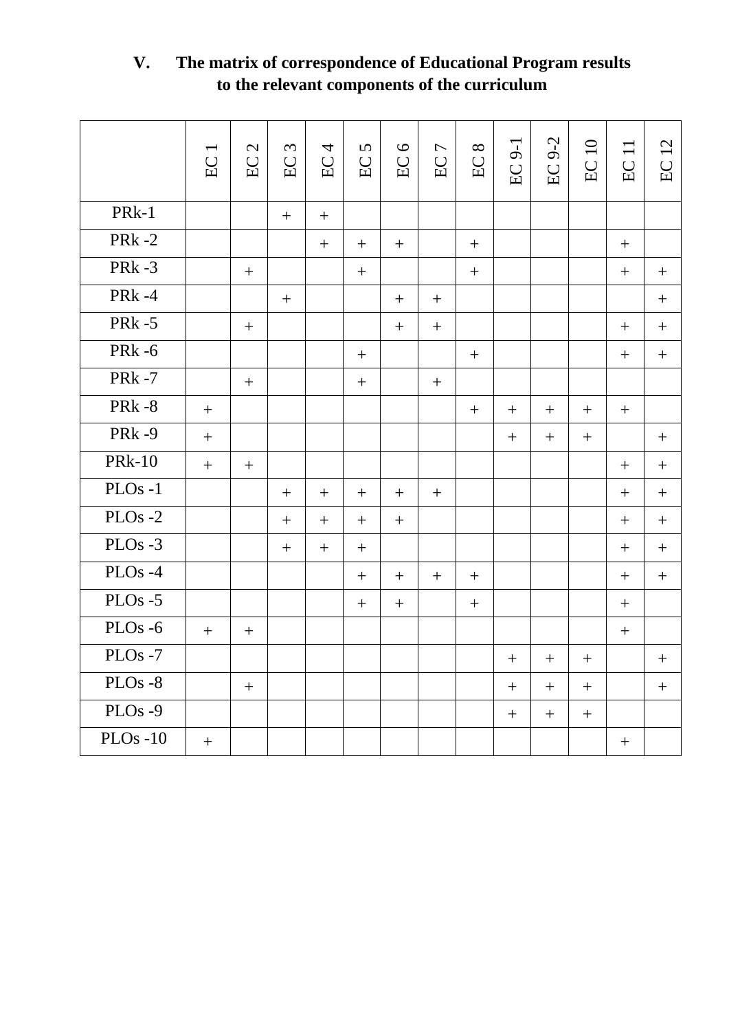## V. The matrix of correspondence of Educational Program results to the relevant components of the curriculum

| | EC 1 | EC 2 | EC 3 | EC 4 | EC 5 | EC 6 | EC 7 | EC 8 | EC 9-1 | EC 9-2 | EC 10 | EC 11 | EC 12 |
|---|---|---|---|---|---|---|---|---|---|---|---|---|---|
| PRk-1 | | | + | + | | | | | | | | | |
| PRk -2 | | | | + | + | + | | + | | | | + | |
| PRk -3 | | + | | | + | | | + | | | | + | + |
| PRk -4 | | | + | | | + | + | | | | | | + |
| PRk -5 | | + | | | | + | + | | | | | + | + |
| PRk -6 | | | | | + | | | + | | | | + | + |
| PRk -7 | | + | | | + | | + | | | | | | |
| PRk -8 | + | | | | | | | + | + | + | + | + | |
| PRk -9 | + | | | | | | | | + | + | + | | + |
| PRk-10 | + | + | | | | | | | | | | + | + |
| PLOs -1 | | | + | + | + | + | + | | | | | + | + |
| PLOs -2 | | | + | + | + | + | | | | | | + | + |
| PLOs -3 | | | + | + | + | | | | | | | + | + |
| PLOs -4 | | | | | + | + | + | + | | | | + | + |
| PLOs -5 | | | | | + | + | | + | | | | + | |
| PLOs -6 | + | + | | | | | | | | | | + | |
| PLOs -7 | | | | | | | | | + | + | + | | + |
| PLOs -8 | | + | | | | | | | + | + | + | | + |
| PLOs -9 | | | | | | | | | + | + | + | | |
| PLOs -10 | + | | | | | | | | | | | + | |